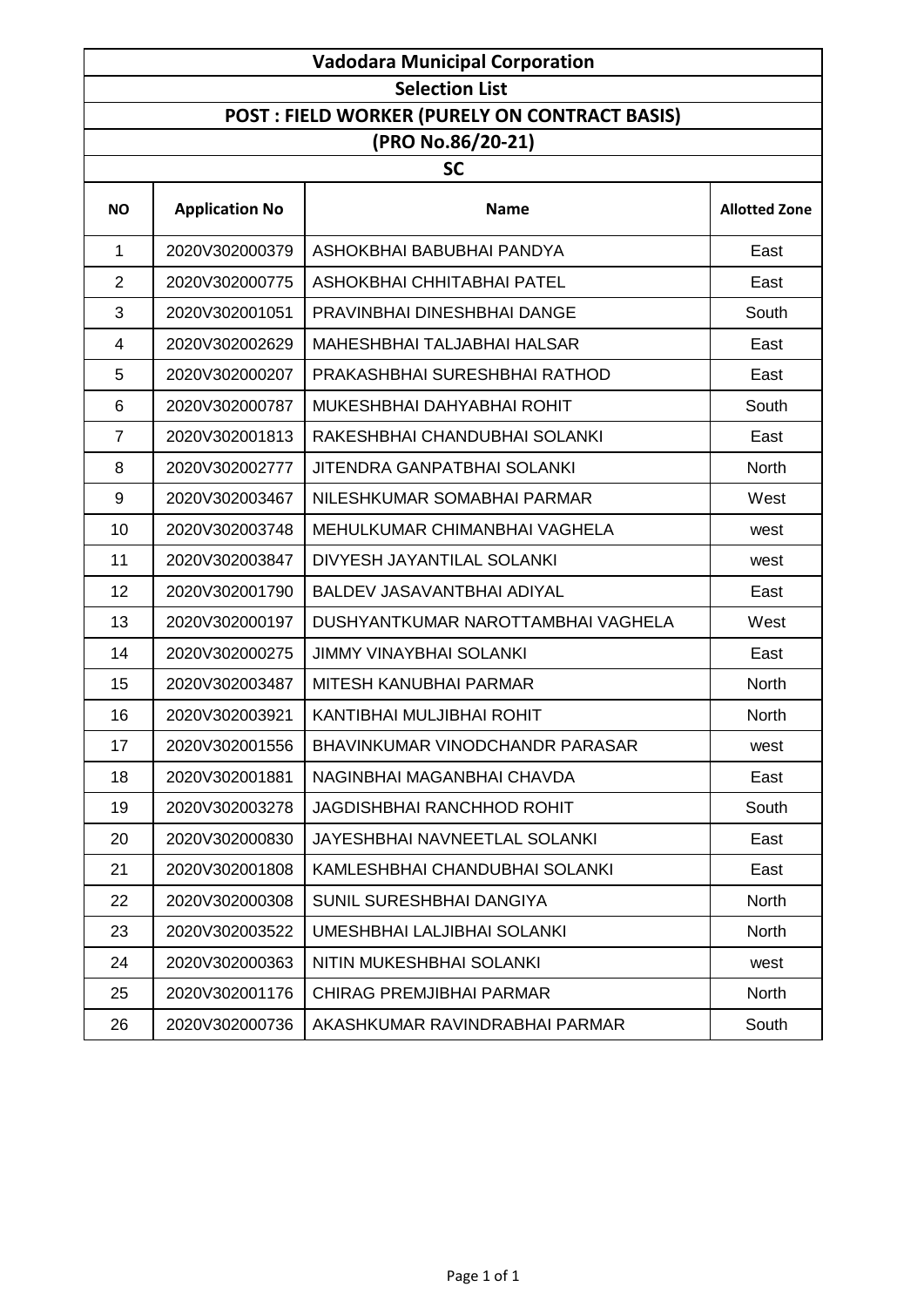# Vadodara Municipal Corporation

## Selection List

## POST : FIELD WORKER (PURELY ON CONTRACT BASIS)

## (PRO No.86/20-21)

### SC

| NO | Application No | Name | Allotted Zone |
|---|---|---|---|
| 1 | 2020V302000379 | ASHOKBHAI BABUBHAI PANDYA | East |
| 2 | 2020V302000775 | ASHOKBHAI CHHITABHAI PATEL | East |
| 3 | 2020V302001051 | PRAVINBHAI DINESHBHAI DANGE | South |
| 4 | 2020V302002629 | MAHESHBHAI TALJABHAI HALSAR | East |
| 5 | 2020V302000207 | PRAKASHBHAI SURESHBHAI RATHOD | East |
| 6 | 2020V302000787 | MUKESHBHAI DAHYABHAI ROHIT | South |
| 7 | 2020V302001813 | RAKESHBHAI CHANDUBHAI SOLANKI | East |
| 8 | 2020V302002777 | JITENDRA GANPATBHAI SOLANKI | North |
| 9 | 2020V302003467 | NILESHKUMAR SOMABHAI PARMAR | West |
| 10 | 2020V302003748 | MEHULKUMAR CHIMANBHAI VAGHELA | west |
| 11 | 2020V302003847 | DIVYESH JAYANTILAL SOLANKI | west |
| 12 | 2020V302001790 | BALDEV JASAVANTBHAI ADIYAL | East |
| 13 | 2020V302000197 | DUSHYANTKUMAR NAROTTAMBHAI VAGHELA | West |
| 14 | 2020V302000275 | JIMMY VINAYBHAI SOLANKI | East |
| 15 | 2020V302003487 | MITESH KANUBHAI PARMAR | North |
| 16 | 2020V302003921 | KANTIBHAI MULJIBHAI ROHIT | North |
| 17 | 2020V302001556 | BHAVINKUMAR VINODCHANDR PARASAR | west |
| 18 | 2020V302001881 | NAGINBHAI MAGANBHAI CHAVDA | East |
| 19 | 2020V302003278 | JAGDISHBHAI RANCHHOD ROHIT | South |
| 20 | 2020V302000830 | JAYESHBHAI NAVNEETLAL SOLANKI | East |
| 21 | 2020V302001808 | KAMLESHBHAI CHANDUBHAI SOLANKI | East |
| 22 | 2020V302000308 | SUNIL SURESHBHAI DANGIYA | North |
| 23 | 2020V302003522 | UMESHBHAI LALJIBHAI SOLANKI | North |
| 24 | 2020V302000363 | NITIN MUKESHBHAI SOLANKI | west |
| 25 | 2020V302001176 | CHIRAG PREMJIBHAI PARMAR | North |
| 26 | 2020V302000736 | AKASHKUMAR RAVINDRABHAI PARMAR | South |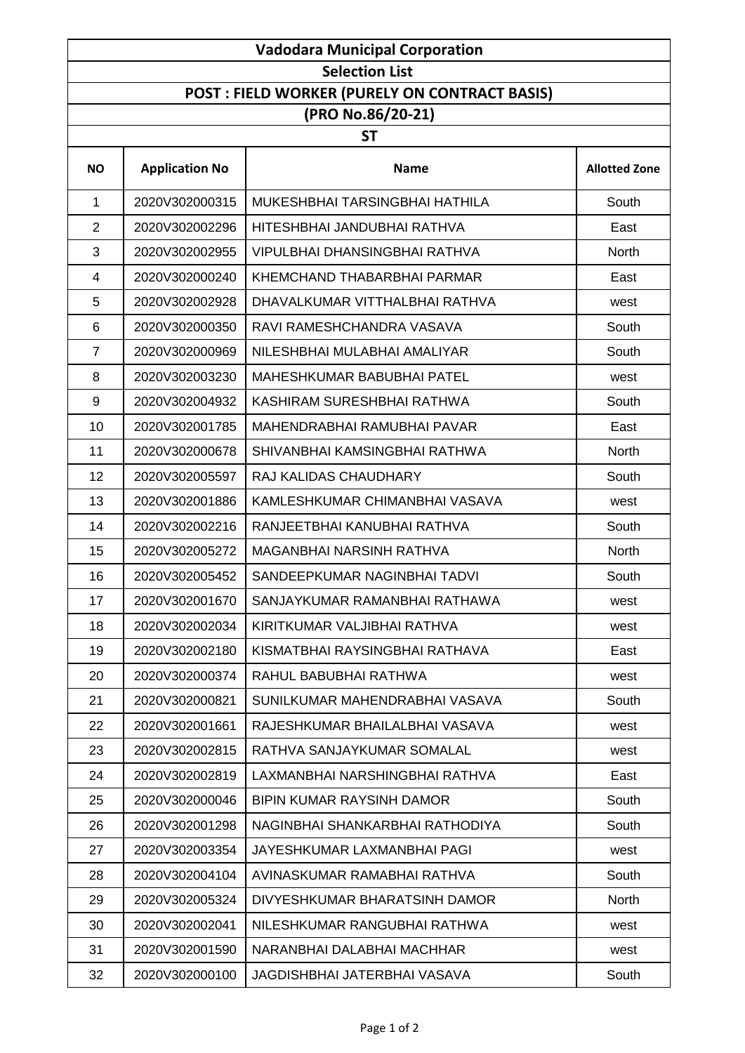# Vadodara Municipal Corporation

## Selection List

### POST : FIELD WORKER (PURELY ON CONTRACT BASIS)

### (PRO No.86/20-21)

### ST

| NO | Application No | Name | Allotted Zone |
|---|---|---|---|
| 1 | 2020V302000315 | MUKESHBHAI TARSINGBHAI HATHILA | South |
| 2 | 2020V302002296 | HITESHBHAI JANDUBHAI RATHVA | East |
| 3 | 2020V302002955 | VIPULBHAI DHANSINGBHAI RATHVA | North |
| 4 | 2020V302000240 | KHEMCHAND THABARBHAI PARMAR | East |
| 5 | 2020V302002928 | DHAVALKUMAR VITTHALBHAI RATHVA | west |
| 6 | 2020V302000350 | RAVI RAMESHCHANDRA VASAVA | South |
| 7 | 2020V302000969 | NILESHBHAI MULABHAI AMALIYAR | South |
| 8 | 2020V302003230 | MAHESHKUMAR BABUBHAI PATEL | west |
| 9 | 2020V302004932 | KASHIRAM SURESHBHAI RATHWA | South |
| 10 | 2020V302001785 | MAHENDRABHAI RAMUBHAI PAVAR | East |
| 11 | 2020V302000678 | SHIVANBHAI KAMSINGBHAI RATHWA | North |
| 12 | 2020V302005597 | RAJ KALIDAS CHAUDHARY | South |
| 13 | 2020V302001886 | KAMLESHKUMAR CHIMANBHAI VASAVA | west |
| 14 | 2020V302002216 | RANJEETBHAI KANUBHAI RATHVA | South |
| 15 | 2020V302005272 | MAGANBHAI NARSINH RATHVA | North |
| 16 | 2020V302005452 | SANDEEPKUMAR NAGINBHAI TADVI | South |
| 17 | 2020V302001670 | SANJAYKUMAR RAMANBHAI RATHAWA | west |
| 18 | 2020V302002034 | KIRITKUMAR VALJIBHAI RATHVA | west |
| 19 | 2020V302002180 | KISMATBHAI RAYSINGBHAI RATHAVA | East |
| 20 | 2020V302000374 | RAHUL BABUBHAI RATHWA | west |
| 21 | 2020V302000821 | SUNILKUMAR MAHENDRABHAI VASAVA | South |
| 22 | 2020V302001661 | RAJESHKUMAR BHAILALBHAI VASAVA | west |
| 23 | 2020V302002815 | RATHVA SANJAYKUMAR SOMALAL | west |
| 24 | 2020V302002819 | LAXMANBHAI NARSHINGBHAI RATHVA | East |
| 25 | 2020V302000046 | BIPIN KUMAR RAYSINH DAMOR | South |
| 26 | 2020V302001298 | NAGINBHAI SHANKARBHAI RATHODIYA | South |
| 27 | 2020V302003354 | JAYESHKUMAR LAXMANBHAI PAGI | west |
| 28 | 2020V302004104 | AVINASKUMAR RAMABHAI RATHVA | South |
| 29 | 2020V302005324 | DIVYESHKUMAR BHARATSINH DAMOR | North |
| 30 | 2020V302002041 | NILESHKUMAR RANGUBHAI RATHWA | west |
| 31 | 2020V302001590 | NARANBHAI DALABHAI MACHHAR | west |
| 32 | 2020V302000100 | JAGDISHBHAI JATERBHAI VASAVA | South |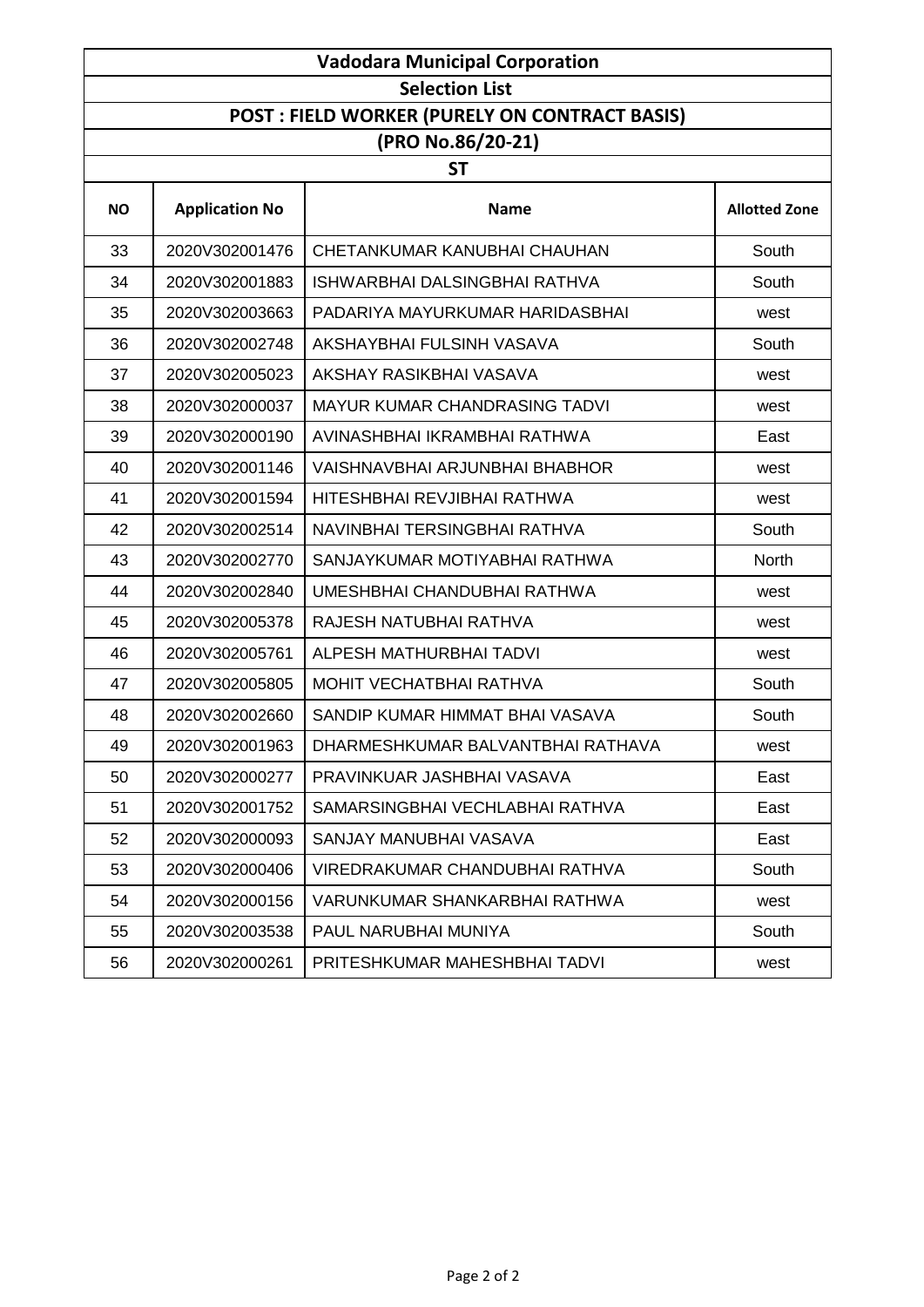| Vadodara Municipal Corporation | | | |
|---|---|---|---|
| **Selection List** | | | |
| **POST : FIELD WORKER (PURELY ON CONTRACT BASIS)** | | | |
| **(PRO No.86/20-21)** | | | |
| **ST** | | | |
| **NO** | **Application No** | **Name** | **Allotted Zone** |
| 33 | 2020V302001476 | CHETANKUMAR KANUBHAI CHAUHAN | South |
| 34 | 2020V302001883 | ISHWARBHAI DALSINGBHAI RATHVA | South |
| 35 | 2020V302003663 | PADARIYA MAYURKUMAR HARIDASBHAI | west |
| 36 | 2020V302002748 | AKSHAYBHAI FULSINH VASAVA | South |
| 37 | 2020V302005023 | AKSHAY RASIKBHAI VASAVA | west |
| 38 | 2020V302000037 | MAYUR KUMAR CHANDRASING TADVI | west |
| 39 | 2020V302000190 | AVINASHBHAI IKRAMBHAI RATHWA | East |
| 40 | 2020V302001146 | VAISHNAVBHAI ARJUNBHAI BHABHOR | west |
| 41 | 2020V302001594 | HITESHBHAI REVJIBHAI RATHWA | west |
| 42 | 2020V302002514 | NAVINBHAI TERSINGBHAI RATHVA | South |
| 43 | 2020V302002770 | SANJAYKUMAR MOTIYABHAI RATHWA | North |
| 44 | 2020V302002840 | UMESHBHAI CHANDUBHAI RATHWA | west |
| 45 | 2020V302005378 | RAJESH NATUBHAI RATHVA | west |
| 46 | 2020V302005761 | ALPESH MATHURBHAI TADVI | west |
| 47 | 2020V302005805 | MOHIT VECHATBHAI RATHVA | South |
| 48 | 2020V302002660 | SANDIP KUMAR HIMMAT BHAI VASAVA | South |
| 49 | 2020V302001963 | DHARMESHKUMAR BALVANTBHAI RATHAVA | west |
| 50 | 2020V302000277 | PRAVINKUAR JASHBHAI VASAVA | East |
| 51 | 2020V302001752 | SAMARSINGBHAI VECHLABHAI RATHVA | East |
| 52 | 2020V302000093 | SANJAY MANUBHAI VASAVA | East |
| 53 | 2020V302000406 | VIREDRAKUMAR CHANDUBHAI RATHVA | South |
| 54 | 2020V302000156 | VARUNKUMAR SHANKARBHAI RATHWA | west |
| 55 | 2020V302003538 | PAUL NARUBHAI MUNIYA | South |
| 56 | 2020V302000261 | PRITESHKUMAR MAHESHBHAI TADVI | west |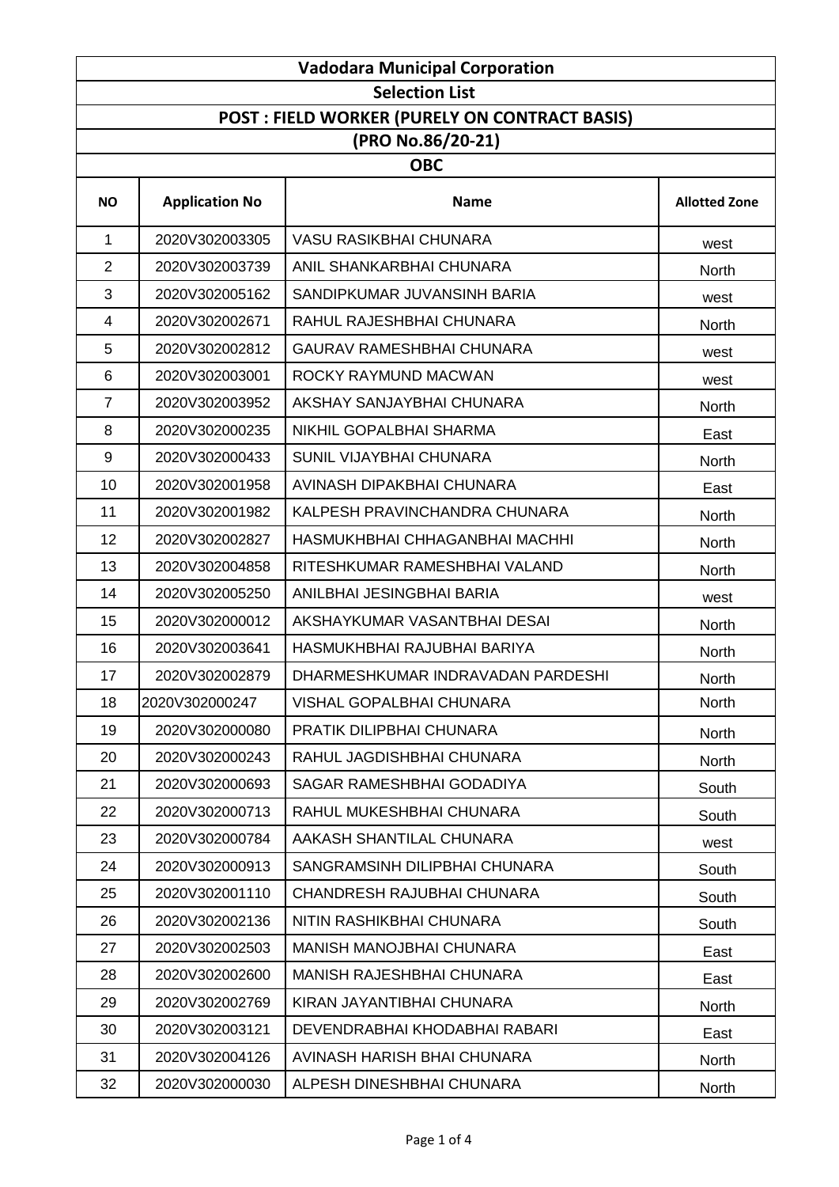| Vadodara Municipal Corporation | | | |
|---|---|---|---|
| Selection List | | | |
| POST : FIELD WORKER (PURELY ON CONTRACT BASIS) | | | |
| (PRO No.86/20-21) | | | |
| OBC | | | |
| **NO** | **Application No** | **Name** | **Allotted Zone** |
| 1 | 2020V302003305 | VASU RASIKBHAI CHUNARA | west |
| 2 | 2020V302003739 | ANIL SHANKARBHAI CHUNARA | North |
| 3 | 2020V302005162 | SANDIPKUMAR JUVANSINH BARIA | west |
| 4 | 2020V302002671 | RAHUL RAJESHBHAI CHUNARA | North |
| 5 | 2020V302002812 | GAURAV RAMESHBHAI CHUNARA | west |
| 6 | 2020V302003001 | ROCKY RAYMUND MACWAN | west |
| 7 | 2020V302003952 | AKSHAY SANJAYBHAI CHUNARA | North |
| 8 | 2020V302000235 | NIKHIL GOPALBHAI SHARMA | East |
| 9 | 2020V302000433 | SUNIL VIJAYBHAI CHUNARA | North |
| 10 | 2020V302001958 | AVINASH DIPAKBHAI CHUNARA | East |
| 11 | 2020V302001982 | KALPESH PRAVINCHANDRA CHUNARA | North |
| 12 | 2020V302002827 | HASMUKHBHAI CHHAGANBHAI MACHHI | North |
| 13 | 2020V302004858 | RITESHKUMAR RAMESHBHAI VALAND | North |
| 14 | 2020V302005250 | ANILBHAI JESINGBHAI BARIA | west |
| 15 | 2020V302000012 | AKSHAYKUMAR VASANTBHAI DESAI | North |
| 16 | 2020V302003641 | HASMUKHBHAI RAJUBHAI BARIYA | North |
| 17 | 2020V302002879 | DHARMESHKUMAR INDRAVADAN PARDESHI | North |
| 18 | 2020V302000247 | VISHAL GOPALBHAI CHUNARA | North |
| 19 | 2020V302000080 | PRATIK DILIPBHAI CHUNARA | North |
| 20 | 2020V302000243 | RAHUL JAGDISHBHAI CHUNARA | North |
| 21 | 2020V302000693 | SAGAR RAMESHBHAI GODADIYA | South |
| 22 | 2020V302000713 | RAHUL MUKESHBHAI CHUNARA | South |
| 23 | 2020V302000784 | AAKASH SHANTILAL CHUNARA | west |
| 24 | 2020V302000913 | SANGRAMSINH DILIPBHAI CHUNARA | South |
| 25 | 2020V302001110 | CHANDRESH RAJUBHAI CHUNARA | South |
| 26 | 2020V302002136 | NITIN RASHIKBHAI CHUNARA | South |
| 27 | 2020V302002503 | MANISH MANOJBHAI CHUNARA | East |
| 28 | 2020V302002600 | MANISH RAJESHBHAI CHUNARA | East |
| 29 | 2020V302002769 | KIRAN JAYANTIBHAI CHUNARA | North |
| 30 | 2020V302003121 | DEVENDRABHAI KHODABHAI RABARI | East |
| 31 | 2020V302004126 | AVINASH HARISH BHAI CHUNARA | North |
| 32 | 2020V302000030 | ALPESH DINESHBHAI CHUNARA | North |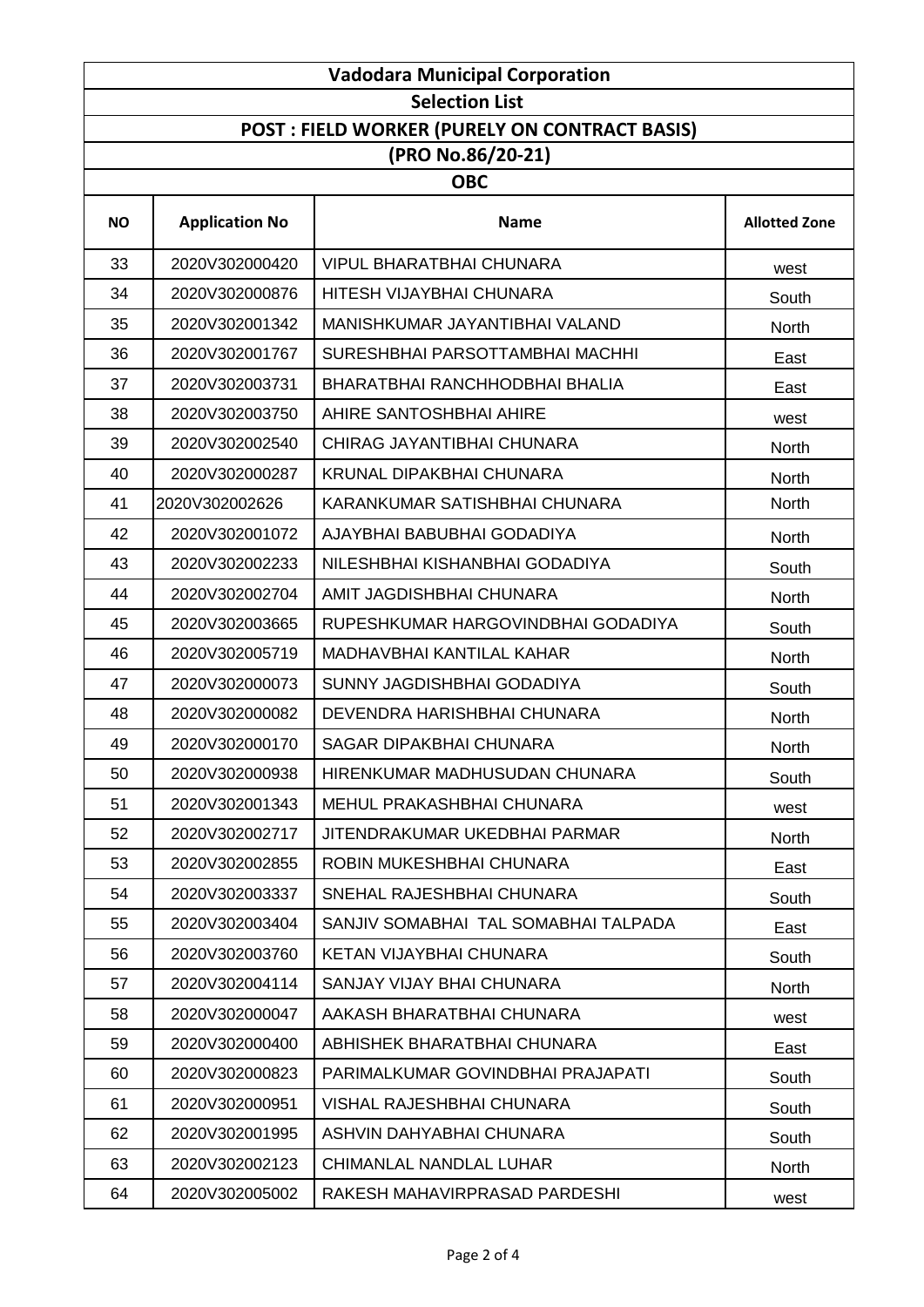# Vadodara Municipal Corporation

## Selection List

## POST : FIELD WORKER (PURELY ON CONTRACT BASIS)

## (PRO No.86/20-21)

## OBC

| NO | Application No | Name | Allotted Zone |
|---|---|---|---|
| 33 | 2020V302000420 | VIPUL BHARATBHAI CHUNARA | west |
| 34 | 2020V302000876 | HITESH VIJAYBHAI CHUNARA | South |
| 35 | 2020V302001342 | MANISHKUMAR JAYANTIBHAI VALAND | North |
| 36 | 2020V302001767 | SURESHBHAI PARSOTTAMBHAI MACHHI | East |
| 37 | 2020V302003731 | BHARATBHAI RANCHHODBHAI BHALIA | East |
| 38 | 2020V302003750 | AHIRE SANTOSHBHAI AHIRE | west |
| 39 | 2020V302002540 | CHIRAG JAYANTIBHAI CHUNARA | North |
| 40 | 2020V302000287 | KRUNAL DIPAKBHAI CHUNARA | North |
| 41 | 2020V302002626 | KARANKUMAR SATISHBHAI CHUNARA | North |
| 42 | 2020V302001072 | AJAYBHAI BABUBHAI GODADIYA | North |
| 43 | 2020V302002233 | NILESHBHAI KISHANBHAI GODADIYA | South |
| 44 | 2020V302002704 | AMIT JAGDISHBHAI CHUNARA | North |
| 45 | 2020V302003665 | RUPESHKUMAR HARGOVINDBHAI GODADIYA | South |
| 46 | 2020V302005719 | MADHAVBHAI KANTILAL KAHAR | North |
| 47 | 2020V302000073 | SUNNY JAGDISHBHAI GODADIYA | South |
| 48 | 2020V302000082 | DEVENDRA HARISHBHAI CHUNARA | North |
| 49 | 2020V302000170 | SAGAR DIPAKBHAI CHUNARA | North |
| 50 | 2020V302000938 | HIRENKUMAR MADHUSUDAN CHUNARA | South |
| 51 | 2020V302001343 | MEHUL PRAKASHBHAI CHUNARA | west |
| 52 | 2020V302002717 | JITENDRAKUMAR UKEDBHAI PARMAR | North |
| 53 | 2020V302002855 | ROBIN MUKESHBHAI CHUNARA | East |
| 54 | 2020V302003337 | SNEHAL RAJESHBHAI CHUNARA | South |
| 55 | 2020V302003404 | SANJIV SOMABHAI TAL SOMABHAI TALPADA | East |
| 56 | 2020V302003760 | KETAN VIJAYBHAI CHUNARA | South |
| 57 | 2020V302004114 | SANJAY VIJAY BHAI CHUNARA | North |
| 58 | 2020V302000047 | AAKASH BHARATBHAI CHUNARA | west |
| 59 | 2020V302000400 | ABHISHEK BHARATBHAI CHUNARA | East |
| 60 | 2020V302000823 | PARIMALKUMAR GOVINDBHAI PRAJAPATI | South |
| 61 | 2020V302000951 | VISHAL RAJESHBHAI CHUNARA | South |
| 62 | 2020V302001995 | ASHVIN DAHYABHAI CHUNARA | South |
| 63 | 2020V302002123 | CHIMANLAL NANDLAL LUHAR | North |
| 64 | 2020V302005002 | RAKESH MAHAVIRPRASAD PARDESHI | west |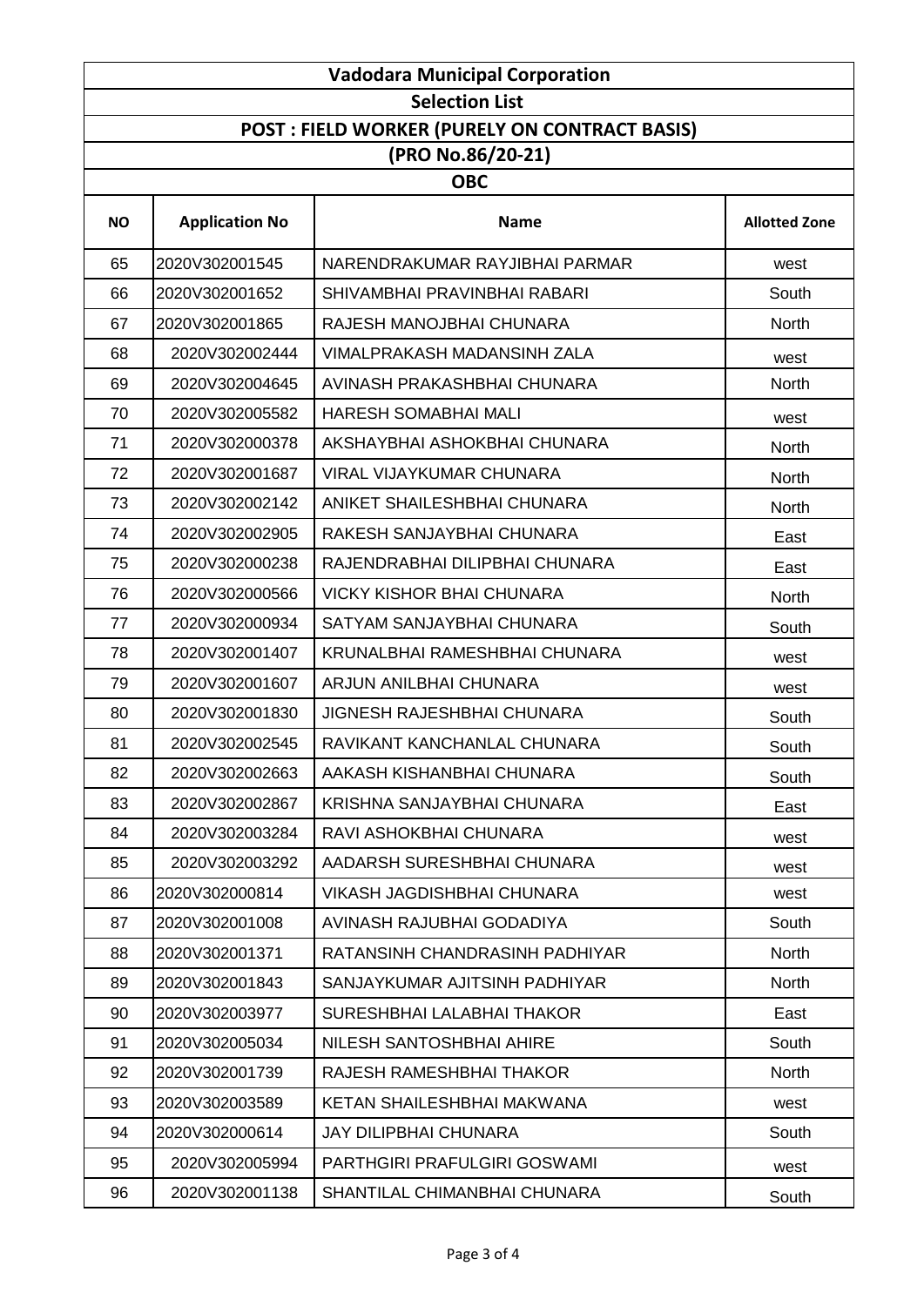# Vadodara Municipal Corporation

## Selection List

### POST : FIELD WORKER (PURELY ON CONTRACT BASIS)

### (PRO No.86/20-21)

### OBC

| NO | Application No | Name | Allotted Zone |
|---|---|---|---|
| 65 | 2020V302001545 | NARENDRAKUMAR RAYJIBHAI PARMAR | west |
| 66 | 2020V302001652 | SHIVAMBHAI PRAVINBHAI RABARI | South |
| 67 | 2020V302001865 | RAJESH MANOJBHAI CHUNARA | North |
| 68 | 2020V302002444 | VIMALPRAKASH MADANSINH ZALA | west |
| 69 | 2020V302004645 | AVINASH PRAKASHBHAI CHUNARA | North |
| 70 | 2020V302005582 | HARESH SOMABHAI MALI | west |
| 71 | 2020V302000378 | AKSHAYBHAI ASHOKBHAI CHUNARA | North |
| 72 | 2020V302001687 | VIRAL VIJAYKUMAR CHUNARA | North |
| 73 | 2020V302002142 | ANIKET SHAILESHBHAI CHUNARA | North |
| 74 | 2020V302002905 | RAKESH SANJAYBHAI CHUNARA | East |
| 75 | 2020V302000238 | RAJENDRABHAI DILIPBHAI CHUNARA | East |
| 76 | 2020V302000566 | VICKY KISHOR BHAI CHUNARA | North |
| 77 | 2020V302000934 | SATYAM SANJAYBHAI CHUNARA | South |
| 78 | 2020V302001407 | KRUNALBHAI RAMESHBHAI CHUNARA | west |
| 79 | 2020V302001607 | ARJUN ANILBHAI CHUNARA | west |
| 80 | 2020V302001830 | JIGNESH RAJESHBHAI CHUNARA | South |
| 81 | 2020V302002545 | RAVIKANT KANCHANLAL CHUNARA | South |
| 82 | 2020V302002663 | AAKASH KISHANBHAI CHUNARA | South |
| 83 | 2020V302002867 | KRISHNA SANJAYBHAI CHUNARA | East |
| 84 | 2020V302003284 | RAVI ASHOKBHAI CHUNARA | west |
| 85 | 2020V302003292 | AADARSH SURESHBHAI CHUNARA | west |
| 86 | 2020V302000814 | VIKASH JAGDISHBHAI CHUNARA | west |
| 87 | 2020V302001008 | AVINASH RAJUBHAI GODADIYA | South |
| 88 | 2020V302001371 | RATANSINH CHANDRASINH PADHIYAR | North |
| 89 | 2020V302001843 | SANJAYKUMAR AJITSINH PADHIYAR | North |
| 90 | 2020V302003977 | SURESHBHAI LALABHAI THAKOR | East |
| 91 | 2020V302005034 | NILESH SANTOSHBHAI AHIRE | South |
| 92 | 2020V302001739 | RAJESH RAMESHBHAI THAKOR | North |
| 93 | 2020V302003589 | KETAN SHAILESHBHAI MAKWANA | west |
| 94 | 2020V302000614 | JAY DILIPBHAI CHUNARA | South |
| 95 | 2020V302005994 | PARTHGIRI PRAFULGIRI GOSWAMI | west |
| 96 | 2020V302001138 | SHANTILAL CHIMANBHAI CHUNARA | South |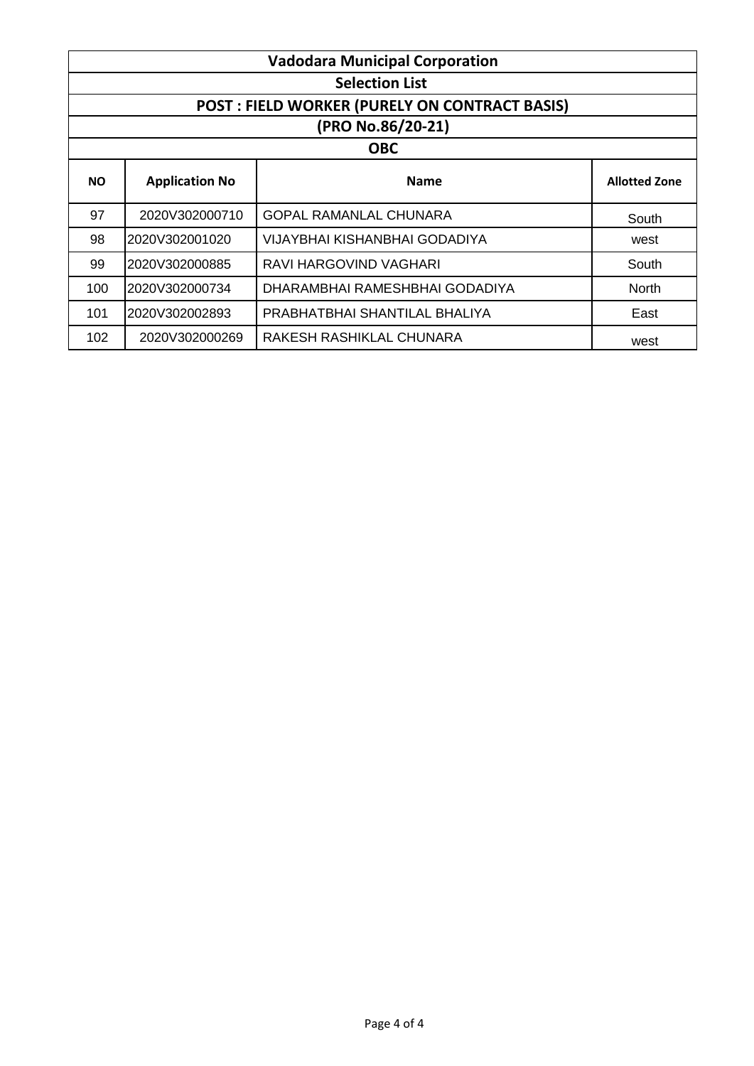# Vadodara Municipal Corporation

## Selection List

### POST : FIELD WORKER (PURELY ON CONTRACT BASIS)

### (PRO No.86/20-21)

### OBC

| NO | Application No | Name | Allotted Zone |
|---|---|---|---|
| 97 | 2020V302000710 | GOPAL RAMANLAL CHUNARA | South |
| 98 | 2020V302001020 | VIJAYBHAI KISHANBHAI GODADIYA | west |
| 99 | 2020V302000885 | RAVI HARGOVIND VAGHARI | South |
| 100 | 2020V302000734 | DHARAMBHAI RAMESHBHAI GODADIYA | North |
| 101 | 2020V302002893 | PRABHATBHAI SHANTILAL BHALIYA | East |
| 102 | 2020V302000269 | RAKESH RASHIKLAL CHUNARA | west |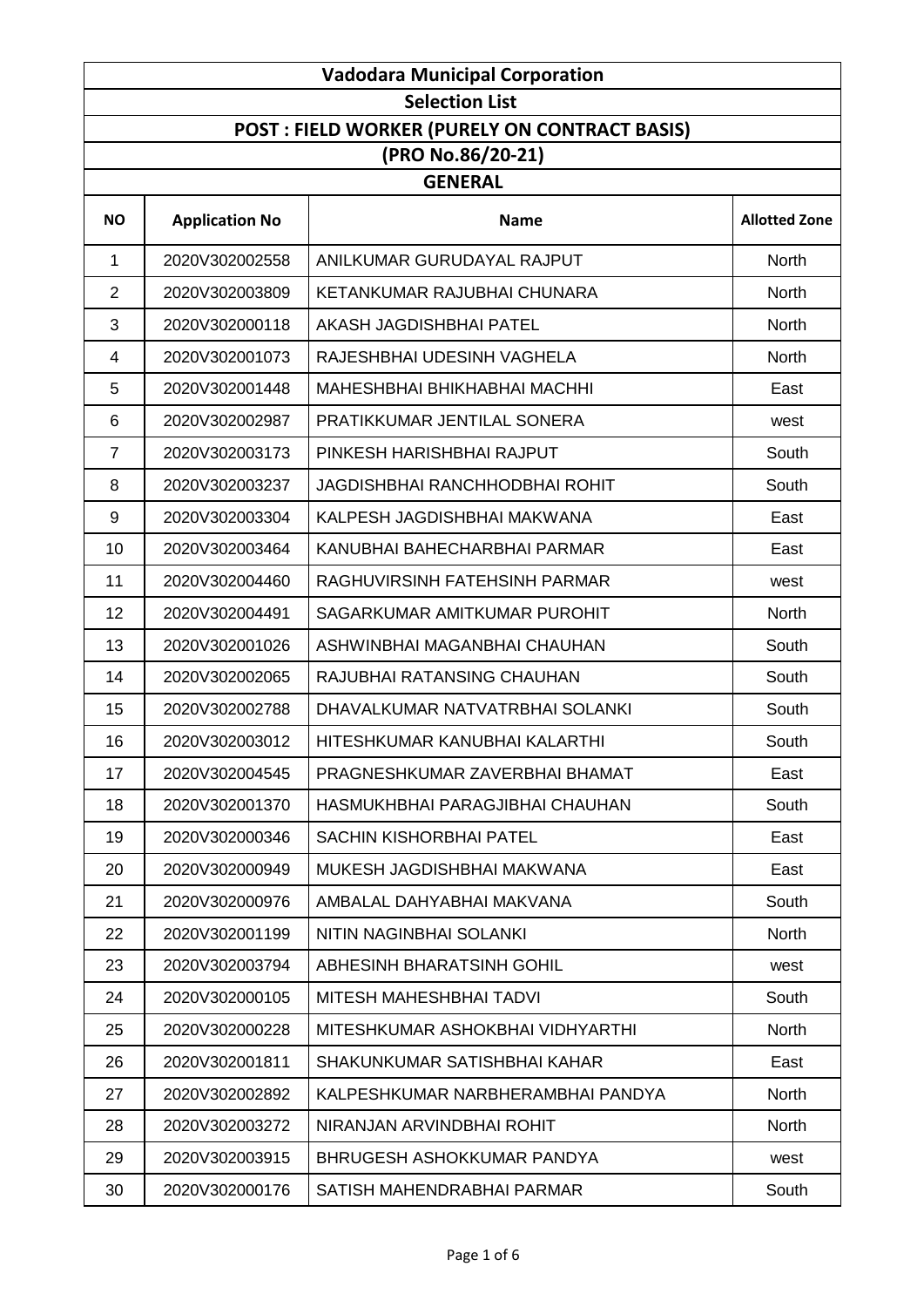# Vadodara Municipal Corporation

## Selection List

### POST : FIELD WORKER (PURELY ON CONTRACT BASIS)

### (PRO No.86/20-21)

### GENERAL

| NO | Application No | Name | Allotted Zone |
|---|---|---|---|
| 1 | 2020V302002558 | ANILKUMAR GURUDAYAL RAJPUT | North |
| 2 | 2020V302003809 | KETANKUMAR RAJUBHAI CHUNARA | North |
| 3 | 2020V302000118 | AKASH JAGDISHBHAI PATEL | North |
| 4 | 2020V302001073 | RAJESHBHAI UDESINH VAGHELA | North |
| 5 | 2020V302001448 | MAHESHBHAI BHIKHABHAI MACHHI | East |
| 6 | 2020V302002987 | PRATIKKUMAR JENTILAL SONERA | west |
| 7 | 2020V302003173 | PINKESH HARISHBHAI RAJPUT | South |
| 8 | 2020V302003237 | JAGDISHBHAI RANCHHODBHAI ROHIT | South |
| 9 | 2020V302003304 | KALPESH JAGDISHBHAI MAKWANA | East |
| 10 | 2020V302003464 | KANUBHAI BAHECHARBHAI PARMAR | East |
| 11 | 2020V302004460 | RAGHUVIRSINH FATEHSINH PARMAR | west |
| 12 | 2020V302004491 | SAGARKUMAR AMITKUMAR PUROHIT | North |
| 13 | 2020V302001026 | ASHWINBHAI MAGANBHAI CHAUHAN | South |
| 14 | 2020V302002065 | RAJUBHAI RATANSING CHAUHAN | South |
| 15 | 2020V302002788 | DHAVALKUMAR NATVATRBHAI SOLANKI | South |
| 16 | 2020V302003012 | HITESHKUMAR KANUBHAI KALARTHI | South |
| 17 | 2020V302004545 | PRAGNESHKUMAR ZAVERBHAI BHAMAT | East |
| 18 | 2020V302001370 | HASMUKHBHAI PARAGJIBHAI CHAUHAN | South |
| 19 | 2020V302000346 | SACHIN KISHORBHAI PATEL | East |
| 20 | 2020V302000949 | MUKESH JAGDISHBHAI MAKWANA | East |
| 21 | 2020V302000976 | AMBALAL DAHYABHAI MAKVANA | South |
| 22 | 2020V302001199 | NITIN NAGINBHAI SOLANKI | North |
| 23 | 2020V302003794 | ABHESINH BHARATSINH GOHIL | west |
| 24 | 2020V302000105 | MITESH MAHESHBHAI TADVI | South |
| 25 | 2020V302000228 | MITESHKUMAR ASHOKBHAI VIDHYARTHI | North |
| 26 | 2020V302001811 | SHAKUNKUMAR SATISHBHAI KAHAR | East |
| 27 | 2020V302002892 | KALPESHKUMAR NARBHERAMBHAI PANDYA | North |
| 28 | 2020V302003272 | NIRANJAN ARVINDBHAI ROHIT | North |
| 29 | 2020V302003915 | BHRUGESH ASHOKKUMAR PANDYA | west |
| 30 | 2020V302000176 | SATISH MAHENDRABHAI PARMAR | South |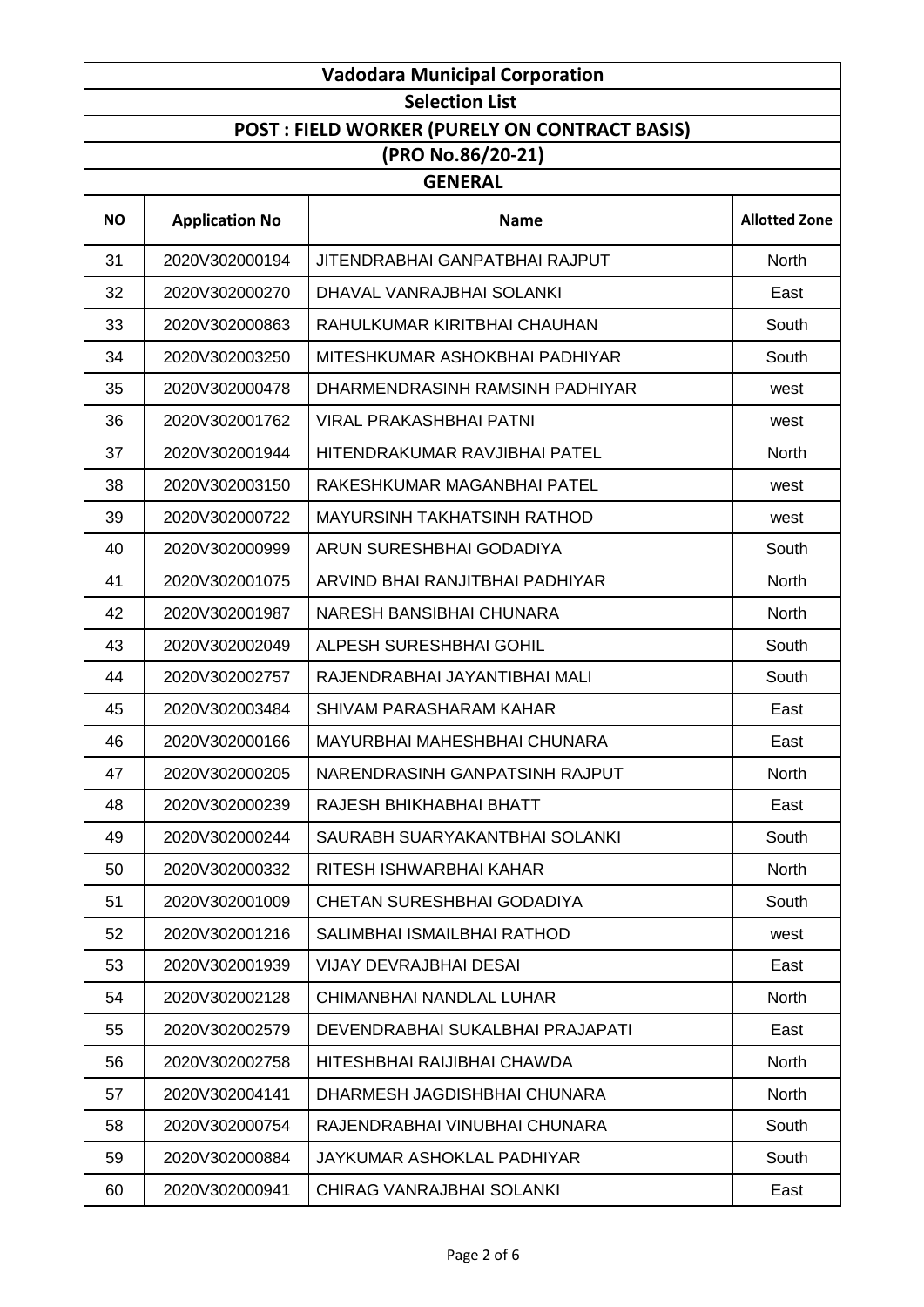# Vadodara Municipal Corporation

## Selection List

### POST : FIELD WORKER (PURELY ON CONTRACT BASIS)

### (PRO No.86/20-21)

### GENERAL

| NO | Application No | Name | Allotted Zone |
|---|---|---|---|
| 31 | 2020V302000194 | JITENDRABHAI GANPATBHAI RAJPUT | North |
| 32 | 2020V302000270 | DHAVAL VANRAJBHAI SOLANKI | East |
| 33 | 2020V302000863 | RAHULKUMAR KIRITBHAI CHAUHAN | South |
| 34 | 2020V302003250 | MITESHKUMAR ASHOKBHAI PADHIYAR | South |
| 35 | 2020V302000478 | DHARMENDRASINH RAMSINH PADHIYAR | west |
| 36 | 2020V302001762 | VIRAL PRAKASHBHAI PATNI | west |
| 37 | 2020V302001944 | HITENDRAKUMAR RAVJIBHAI PATEL | North |
| 38 | 2020V302003150 | RAKESHKUMAR MAGANBHAI PATEL | west |
| 39 | 2020V302000722 | MAYURSINH TAKHATSINH RATHOD | west |
| 40 | 2020V302000999 | ARUN SURESHBHAI GODADIYA | South |
| 41 | 2020V302001075 | ARVIND BHAI RANJITBHAI PADHIYAR | North |
| 42 | 2020V302001987 | NARESH BANSIBHAI CHUNARA | North |
| 43 | 2020V302002049 | ALPESH SURESHBHAI GOHIL | South |
| 44 | 2020V302002757 | RAJENDRABHAI JAYANTIBHAI MALI | South |
| 45 | 2020V302003484 | SHIVAM PARASHARAM KAHAR | East |
| 46 | 2020V302000166 | MAYURBHAI MAHESHBHAI CHUNARA | East |
| 47 | 2020V302000205 | NARENDRASINH GANPATSINH RAJPUT | North |
| 48 | 2020V302000239 | RAJESH BHIKHABHAI BHATT | East |
| 49 | 2020V302000244 | SAURABH SUARYAKANTBHAI SOLANKI | South |
| 50 | 2020V302000332 | RITESH ISHWARBHAI KAHAR | North |
| 51 | 2020V302001009 | CHETAN SURESHBHAI GODADIYA | South |
| 52 | 2020V302001216 | SALIMBHAI ISMAILBHAI RATHOD | west |
| 53 | 2020V302001939 | VIJAY DEVRAJBHAI DESAI | East |
| 54 | 2020V302002128 | CHIMANBHAI NANDLAL LUHAR | North |
| 55 | 2020V302002579 | DEVENDRABHAI SUKALBHAI PRAJAPATI | East |
| 56 | 2020V302002758 | HITESHBHAI RAIJIBHAI CHAWDA | North |
| 57 | 2020V302004141 | DHARMESH JAGDISHBHAI CHUNARA | North |
| 58 | 2020V302000754 | RAJENDRABHAI VINUBHAI CHUNARA | South |
| 59 | 2020V302000884 | JAYKUMAR ASHOKLAL PADHIYAR | South |
| 60 | 2020V302000941 | CHIRAG VANRAJBHAI SOLANKI | East |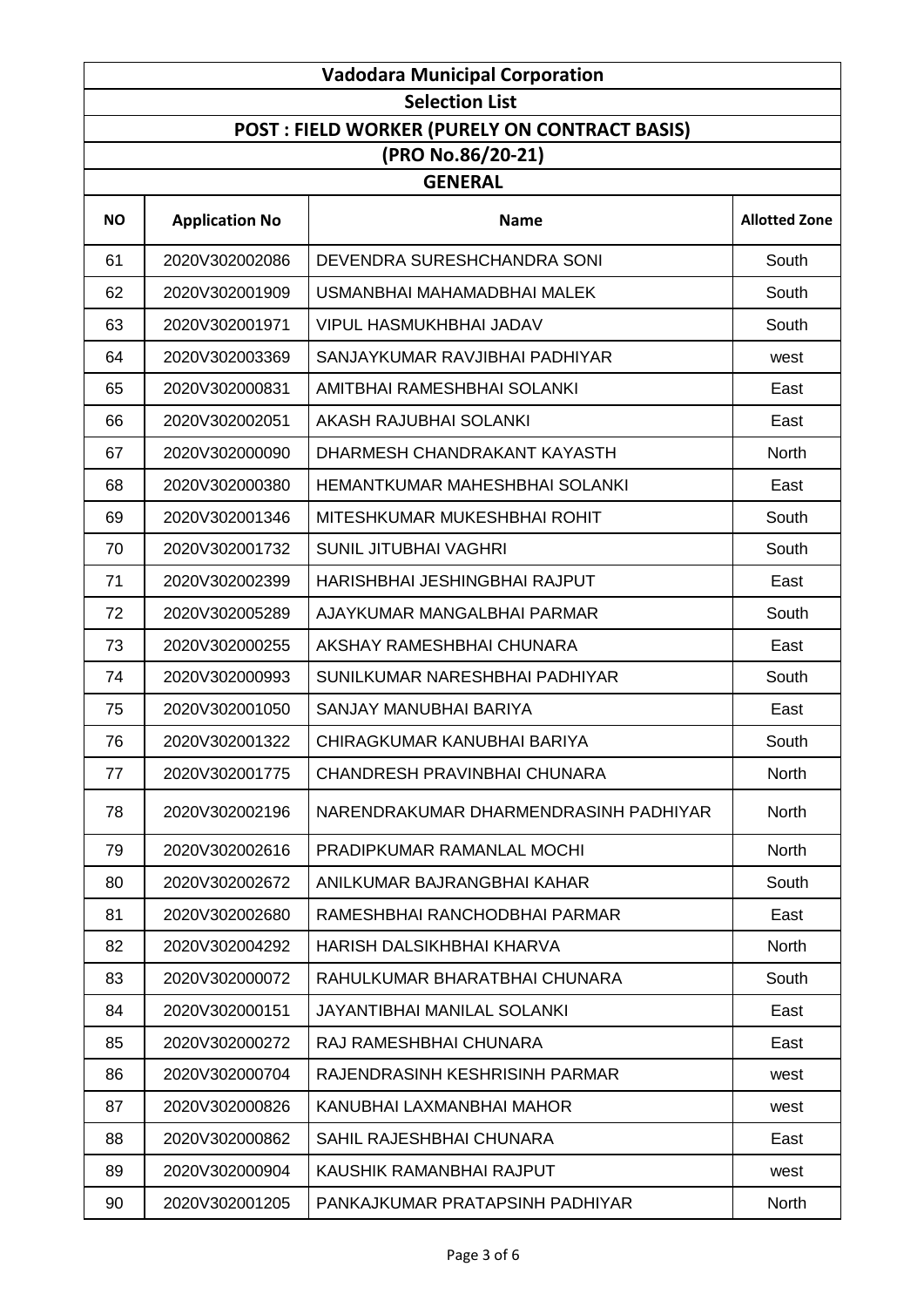# Vadodara Municipal Corporation

## Selection List

## POST : FIELD WORKER (PURELY ON CONTRACT BASIS)

## (PRO No.86/20-21)

## GENERAL

| NO | Application No | Name | Allotted Zone |
|---|---|---|---|
| 61 | 2020V302002086 | DEVENDRA SURESHCHANDRA SONI | South |
| 62 | 2020V302001909 | USMANBHAI MAHAMADBHAI MALEK | South |
| 63 | 2020V302001971 | VIPUL HASMUKHBHAI JADAV | South |
| 64 | 2020V302003369 | SANJAYKUMAR RAVJIBHAI PADHIYAR | west |
| 65 | 2020V302000831 | AMITBHAI RAMESHBHAI SOLANKI | East |
| 66 | 2020V302002051 | AKASH RAJUBHAI SOLANKI | East |
| 67 | 2020V302000090 | DHARMESH CHANDRAKANT KAYASTH | North |
| 68 | 2020V302000380 | HEMANTKUMAR MAHESHBHAI SOLANKI | East |
| 69 | 2020V302001346 | MITESHKUMAR MUKESHBHAI ROHIT | South |
| 70 | 2020V302001732 | SUNIL JITUBHAI VAGHRI | South |
| 71 | 2020V302002399 | HARISHBHAI JESHINGBHAI RAJPUT | East |
| 72 | 2020V302005289 | AJAYKUMAR MANGALBHAI PARMAR | South |
| 73 | 2020V302000255 | AKSHAY RAMESHBHAI CHUNARA | East |
| 74 | 2020V302000993 | SUNILKUMAR NARESHBHAI PADHIYAR | South |
| 75 | 2020V302001050 | SANJAY MANUBHAI BARIYA | East |
| 76 | 2020V302001322 | CHIRAGKUMAR KANUBHAI BARIYA | South |
| 77 | 2020V302001775 | CHANDRESH PRAVINBHAI CHUNARA | North |
| 78 | 2020V302002196 | NARENDRAKUMAR DHARMENDRASINH PADHIYAR | North |
| 79 | 2020V302002616 | PRADIPKUMAR RAMANLAL MOCHI | North |
| 80 | 2020V302002672 | ANILKUMAR BAJRANGBHAI KAHAR | South |
| 81 | 2020V302002680 | RAMESHBHAI RANCHODBHAI PARMAR | East |
| 82 | 2020V302004292 | HARISH DALSIKHBHAI KHARVA | North |
| 83 | 2020V302000072 | RAHULKUMAR BHARATBHAI CHUNARA | South |
| 84 | 2020V302000151 | JAYANTIBHAI MANILAL SOLANKI | East |
| 85 | 2020V302000272 | RAJ RAMESHBHAI CHUNARA | East |
| 86 | 2020V302000704 | RAJENDRASINH KESHRISINH PARMAR | west |
| 87 | 2020V302000826 | KANUBHAI LAXMANBHAI MAHOR | west |
| 88 | 2020V302000862 | SAHIL RAJESHBHAI CHUNARA | East |
| 89 | 2020V302000904 | KAUSHIK RAMANBHAI RAJPUT | west |
| 90 | 2020V302001205 | PANKAJKUMAR PRATAPSINH PADHIYAR | North |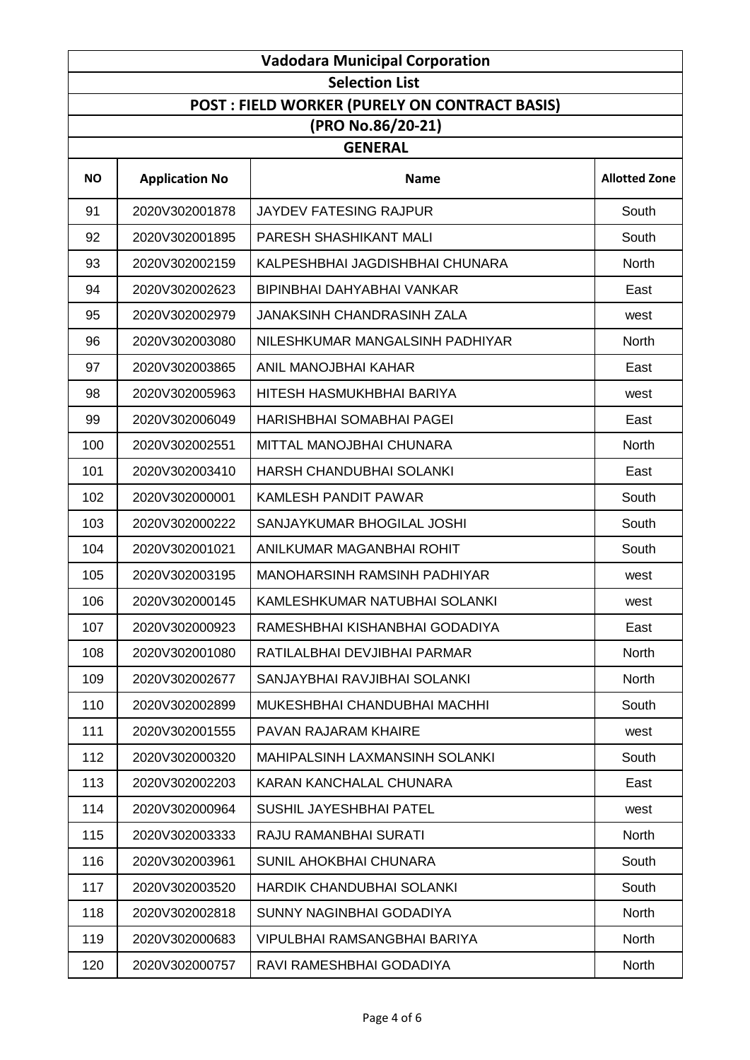# Vadodara Municipal Corporation

## Selection List

### POST : FIELD WORKER (PURELY ON CONTRACT BASIS)

### (PRO No.86/20-21)

### GENERAL

| NO | Application No | Name | Allotted Zone |
|---|---|---|---|
| 91 | 2020V302001878 | JAYDEV FATESING RAJPUR | South |
| 92 | 2020V302001895 | PARESH SHASHIKANT MALI | South |
| 93 | 2020V302002159 | KALPESHBHAI JAGDISHBHAI CHUNARA | North |
| 94 | 2020V302002623 | BIPINBHAI DAHYABHAI VANKAR | East |
| 95 | 2020V302002979 | JANAKSINH CHANDRASINH ZALA | west |
| 96 | 2020V302003080 | NILESHKUMAR MANGALSINH PADHIYAR | North |
| 97 | 2020V302003865 | ANIL MANOJBHAI KAHAR | East |
| 98 | 2020V302005963 | HITESH HASMUKHBHAI BARIYA | west |
| 99 | 2020V302006049 | HARISHBHAI SOMABHAI PAGEI | East |
| 100 | 2020V302002551 | MITTAL MANOJBHAI CHUNARA | North |
| 101 | 2020V302003410 | HARSH CHANDUBHAI SOLANKI | East |
| 102 | 2020V302000001 | KAMLESH PANDIT PAWAR | South |
| 103 | 2020V302000222 | SANJAYKUMAR BHOGILAL JOSHI | South |
| 104 | 2020V302001021 | ANILKUMAR MAGANBHAI ROHIT | South |
| 105 | 2020V302003195 | MANOHARSINH RAMSINH PADHIYAR | west |
| 106 | 2020V302000145 | KAMLESHKUMAR NATUBHAI SOLANKI | west |
| 107 | 2020V302000923 | RAMESHBHAI KISHANBHAI GODADIYA | East |
| 108 | 2020V302001080 | RATILALBHAI DEVJIBHAI PARMAR | North |
| 109 | 2020V302002677 | SANJAYBHAI RAVJIBHAI SOLANKI | North |
| 110 | 2020V302002899 | MUKESHBHAI CHANDUBHAI MACHHI | South |
| 111 | 2020V302001555 | PAVAN RAJARAM KHAIRE | west |
| 112 | 2020V302000320 | MAHIPALSINH LAXMANSINH SOLANKI | South |
| 113 | 2020V302002203 | KARAN KANCHALAL CHUNARA | East |
| 114 | 2020V302000964 | SUSHIL JAYESHBHAI PATEL | west |
| 115 | 2020V302003333 | RAJU RAMANBHAI SURATI | North |
| 116 | 2020V302003961 | SUNIL AHOKBHAI CHUNARA | South |
| 117 | 2020V302003520 | HARDIK CHANDUBHAI SOLANKI | South |
| 118 | 2020V302002818 | SUNNY NAGINBHAI GODADIYA | North |
| 119 | 2020V302000683 | VIPULBHAI RAMSANGBHAI BARIYA | North |
| 120 | 2020V302000757 | RAVI RAMESHBHAI GODADIYA | North |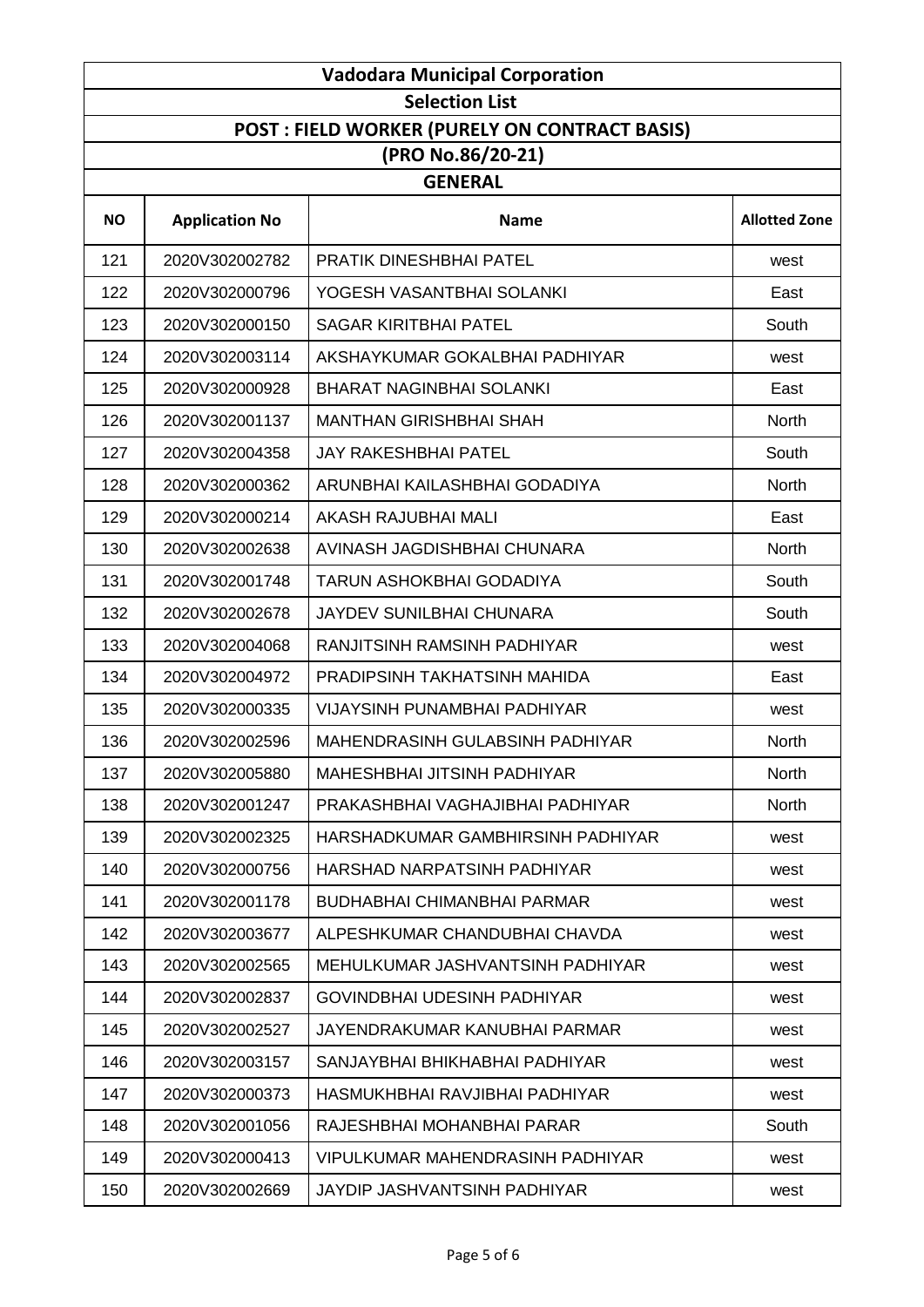# Vadodara Municipal Corporation

## Selection List

## POST : FIELD WORKER (PURELY ON CONTRACT BASIS)

## (PRO No.86/20-21)

## GENERAL

| NO | Application No | Name | Allotted Zone |
|---|---|---|---|
| 121 | 2020V302002782 | PRATIK DINESHBHAI PATEL | west |
| 122 | 2020V302000796 | YOGESH VASANTBHAI SOLANKI | East |
| 123 | 2020V302000150 | SAGAR KIRITBHAI PATEL | South |
| 124 | 2020V302003114 | AKSHAYKUMAR GOKALBHAI PADHIYAR | west |
| 125 | 2020V302000928 | BHARAT NAGINBHAI SOLANKI | East |
| 126 | 2020V302001137 | MANTHAN GIRISHBHAI SHAH | North |
| 127 | 2020V302004358 | JAY RAKESHBHAI PATEL | South |
| 128 | 2020V302000362 | ARUNBHAI KAILASHBHAI GODADIYA | North |
| 129 | 2020V302000214 | AKASH RAJUBHAI MALI | East |
| 130 | 2020V302002638 | AVINASH JAGDISHBHAI CHUNARA | North |
| 131 | 2020V302001748 | TARUN ASHOKBHAI GODADIYA | South |
| 132 | 2020V302002678 | JAYDEV SUNILBHAI CHUNARA | South |
| 133 | 2020V302004068 | RANJITSINH RAMSINH PADHIYAR | west |
| 134 | 2020V302004972 | PRADIPSINH TAKHATSINH MAHIDA | East |
| 135 | 2020V302000335 | VIJAYSINH PUNAMBHAI PADHIYAR | west |
| 136 | 2020V302002596 | MAHENDRASINH GULABSINH PADHIYAR | North |
| 137 | 2020V302005880 | MAHESHBHAI JITSINH PADHIYAR | North |
| 138 | 2020V302001247 | PRAKASHBHAI VAGHAJIBHAI PADHIYAR | North |
| 139 | 2020V302002325 | HARSHADKUMAR GAMBHIRSINH PADHIYAR | west |
| 140 | 2020V302000756 | HARSHAD NARPATSINH PADHIYAR | west |
| 141 | 2020V302001178 | BUDHABHAI CHIMANBHAI PARMAR | west |
| 142 | 2020V302003677 | ALPESHKUMAR CHANDUBHAI CHAVDA | west |
| 143 | 2020V302002565 | MEHULKUMAR JASHVANTSINH PADHIYAR | west |
| 144 | 2020V302002837 | GOVINDBHAI UDESINH PADHIYAR | west |
| 145 | 2020V302002527 | JAYENDRAKUMAR KANUBHAI PARMAR | west |
| 146 | 2020V302003157 | SANJAYBHAI BHIKHABHAI PADHIYAR | west |
| 147 | 2020V302000373 | HASMUKHBHAI RAVJIBHAI PADHIYAR | west |
| 148 | 2020V302001056 | RAJESHBHAI MOHANBHAI PARAR | South |
| 149 | 2020V302000413 | VIPULKUMAR MAHENDRASINH PADHIYAR | west |
| 150 | 2020V302002669 | JAYDIP JASHVANTSINH PADHIYAR | west |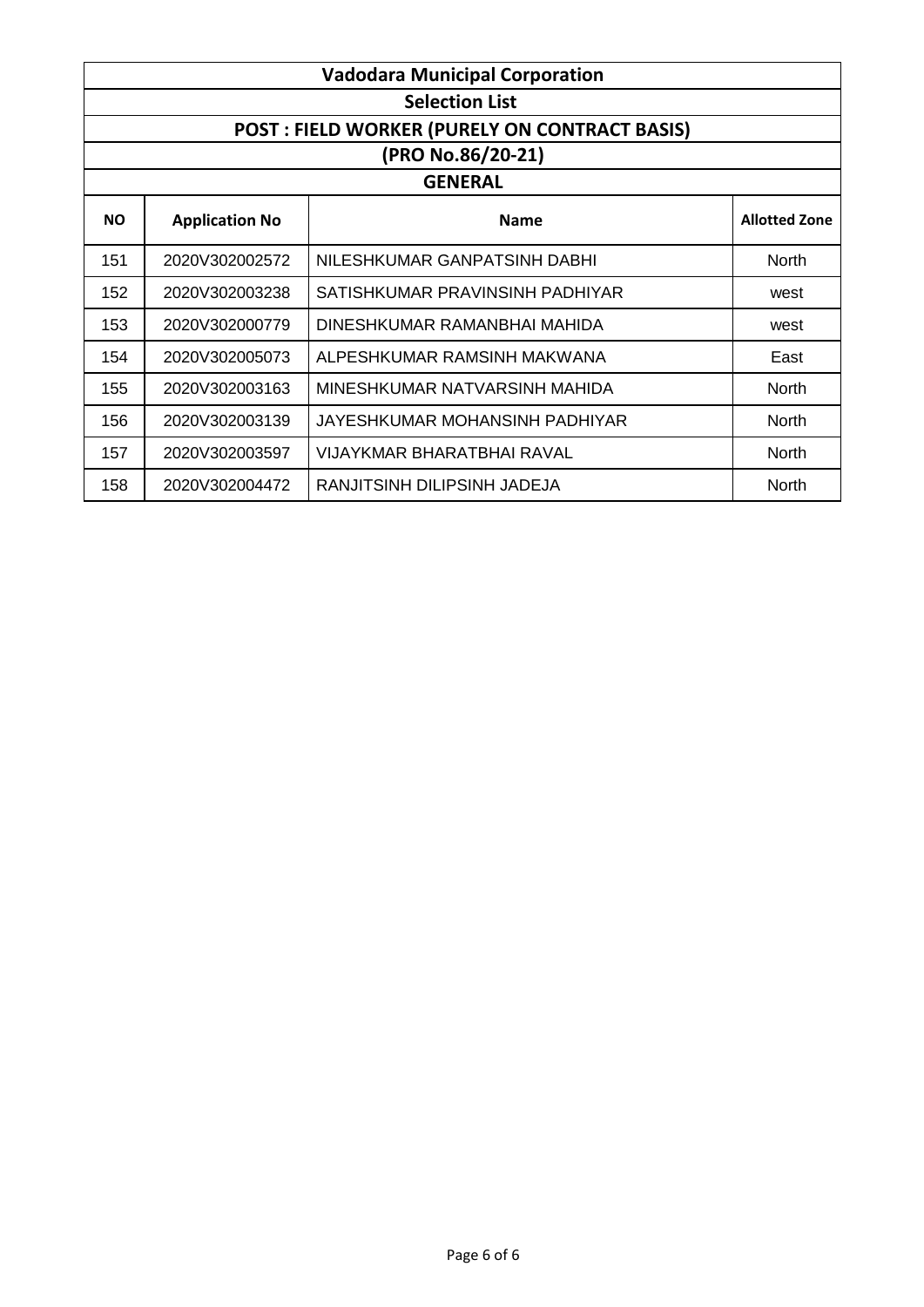| Vadodara Municipal Corporation | | | |
|---|---|---|---|
| Selection List | | | |
| POST : FIELD WORKER (PURELY ON CONTRACT BASIS) | | | |
| (PRO No.86/20-21) | | | |
| GENERAL | | | |
| **NO** | **Application No** | **Name** | **Allotted Zone** |
| 151 | 2020V302002572 | NILESHKUMAR GANPATSINH DABHI | North |
| 152 | 2020V302003238 | SATISHKUMAR PRAVINSINH PADHIYAR | west |
| 153 | 2020V302000779 | DINESHKUMAR RAMANBHAI MAHIDA | west |
| 154 | 2020V302005073 | ALPESHKUMAR RAMSINH MAKWANA | East |
| 155 | 2020V302003163 | MINESHKUMAR NATVARSINH MAHIDA | North |
| 156 | 2020V302003139 | JAYESHKUMAR MOHANSINH PADHIYAR | North |
| 157 | 2020V302003597 | VIJAYKMAR BHARATBHAI RAVAL | North |
| 158 | 2020V302004472 | RANJITSINH DILIPSINH JADEJA | North |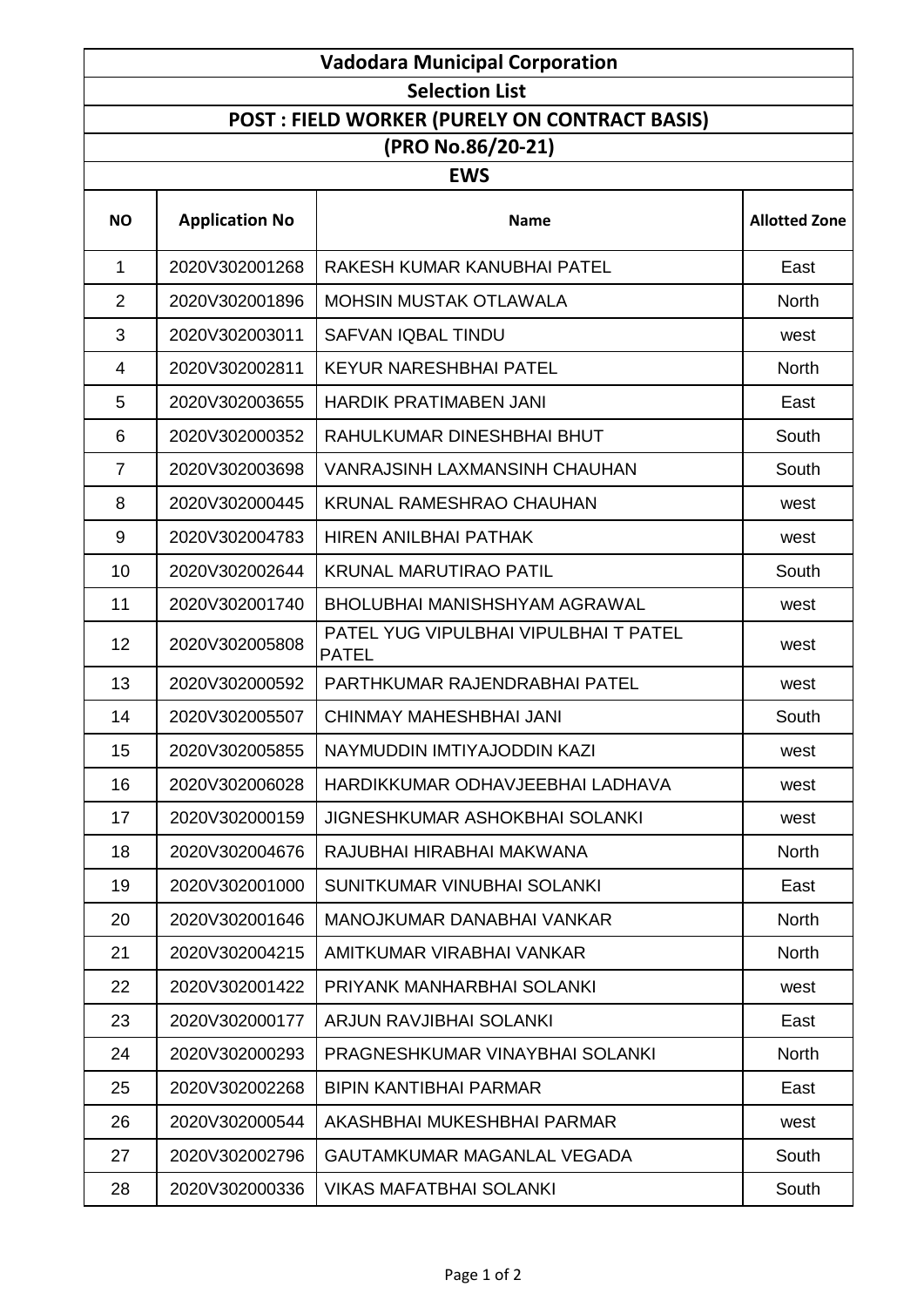# Vadodara Municipal Corporation

## Selection List

### POST : FIELD WORKER (PURELY ON CONTRACT BASIS)

### (PRO No.86/20-21)

### EWS

| NO | Application No | Name | Allotted Zone |
|---|---|---|---|
| 1 | 2020V302001268 | RAKESH KUMAR KANUBHAI PATEL | East |
| 2 | 2020V302001896 | MOHSIN MUSTAK OTLAWALA | North |
| 3 | 2020V302003011 | SAFVAN IQBAL TINDU | west |
| 4 | 2020V302002811 | KEYUR NARESHBHAI PATEL | North |
| 5 | 2020V302003655 | HARDIK PRATIMABEN JANI | East |
| 6 | 2020V302000352 | RAHULKUMAR DINESHBHAI BHUT | South |
| 7 | 2020V302003698 | VANRAJSINH LAXMANSINH CHAUHAN | South |
| 8 | 2020V302000445 | KRUNAL RAMESHRAO CHAUHAN | west |
| 9 | 2020V302004783 | HIREN ANILBHAI PATHAK | west |
| 10 | 2020V302002644 | KRUNAL MARUTIRAO PATIL | South |
| 11 | 2020V302001740 | BHOLUBHAI MANISHSHYAM AGRAWAL | west |
| 12 | 2020V302005808 | PATEL YUG VIPULBHAI VIPULBHAI T PATEL PATEL | west |
| 13 | 2020V302000592 | PARTHKUMAR RAJENDRABHAI PATEL | west |
| 14 | 2020V302005507 | CHINMAY MAHESHBHAI JANI | South |
| 15 | 2020V302005855 | NAYMUDDIN IMTIYAJODDIN KAZI | west |
| 16 | 2020V302006028 | HARDIKKUMAR ODHAVJEEBHAI LADHAVA | west |
| 17 | 2020V302000159 | JIGNESHKUMAR ASHOKBHAI SOLANKI | west |
| 18 | 2020V302004676 | RAJUBHAI HIRABHAI MAKWANA | North |
| 19 | 2020V302001000 | SUNITKUMAR VINUBHAI SOLANKI | East |
| 20 | 2020V302001646 | MANOJKUMAR DANABHAI VANKAR | North |
| 21 | 2020V302004215 | AMITKUMAR VIRABHAI VANKAR | North |
| 22 | 2020V302001422 | PRIYANK MANHARBHAI SOLANKI | west |
| 23 | 2020V302000177 | ARJUN RAVJIBHAI SOLANKI | East |
| 24 | 2020V302000293 | PRAGNESHKUMAR VINAYBHAI SOLANKI | North |
| 25 | 2020V302002268 | BIPIN KANTIBHAI PARMAR | East |
| 26 | 2020V302000544 | AKASHBHAI MUKESHBHAI PARMAR | west |
| 27 | 2020V302002796 | GAUTAMKUMAR MAGANLAL VEGADA | South |
| 28 | 2020V302000336 | VIKAS MAFATBHAI SOLANKI | South |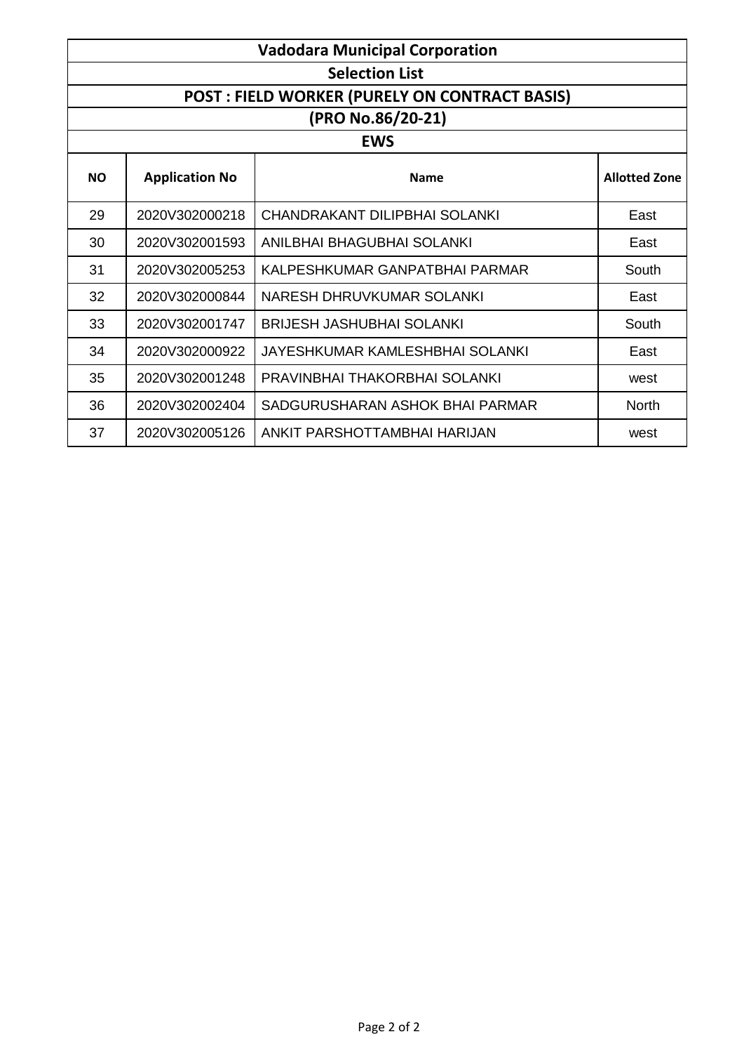# Vadodara Municipal Corporation

## Selection List

## POST : FIELD WORKER (PURELY ON CONTRACT BASIS)

## (PRO No.86/20-21)

## EWS

| NO | Application No | Name | Allotted Zone |
|---|---|---|---|
| 29 | 2020V302000218 | CHANDRAKANT DILIPBHAI SOLANKI | East |
| 30 | 2020V302001593 | ANILBHAI BHAGUBHAI SOLANKI | East |
| 31 | 2020V302005253 | KALPESHKUMAR GANPATBHAI PARMAR | South |
| 32 | 2020V302000844 | NARESH DHRUVKUMAR SOLANKI | East |
| 33 | 2020V302001747 | BRIJESH JASHUBHAI SOLANKI | South |
| 34 | 2020V302000922 | JAYESHKUMAR KAMLESHBHAI SOLANKI | East |
| 35 | 2020V302001248 | PRAVINBHAI THAKORBHAI SOLANKI | west |
| 36 | 2020V302002404 | SADGURUSHARAN ASHOK BHAI PARMAR | North |
| 37 | 2020V302005126 | ANKIT PARSHOTTAMBHAI HARIJAN | west |